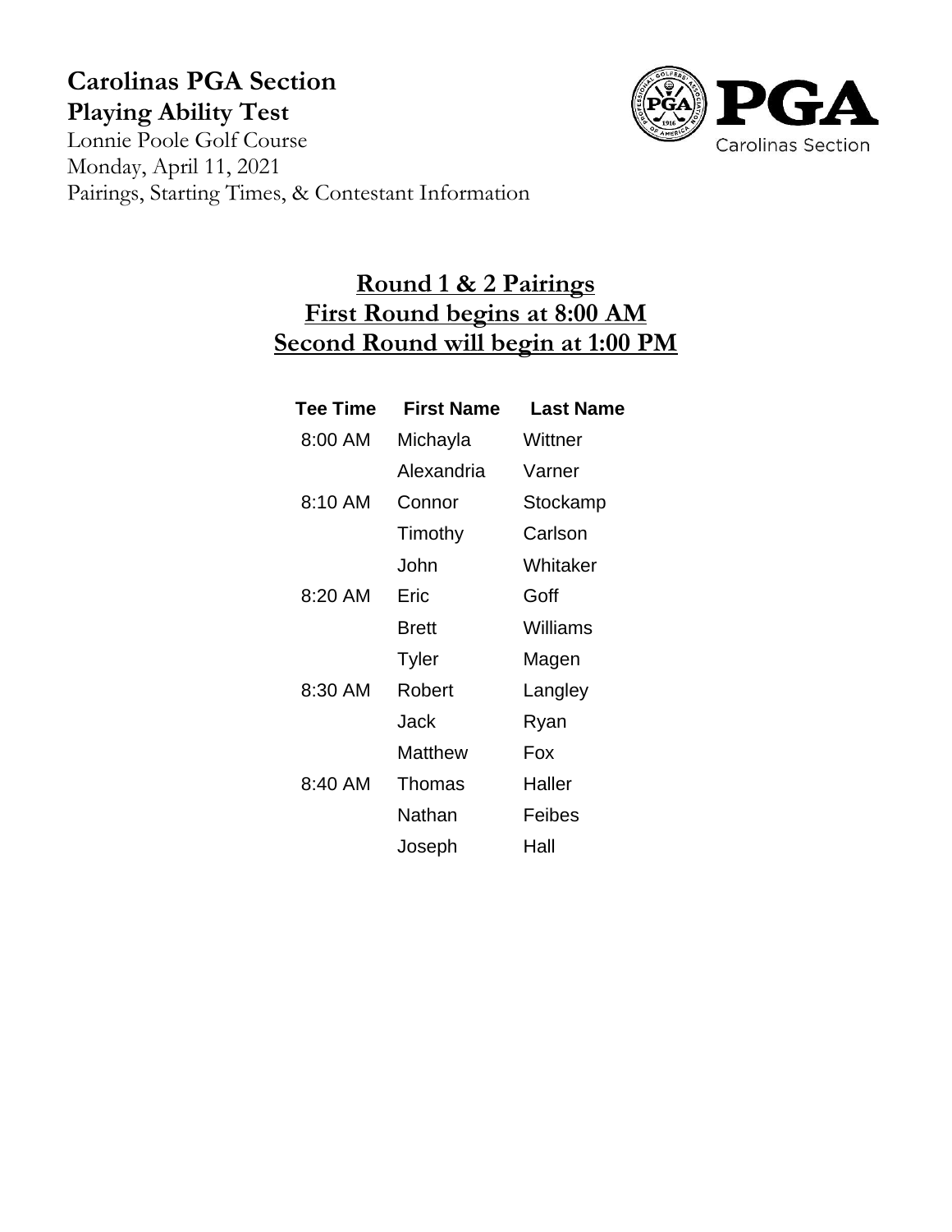# Carolinas PGA Section

## Playing Ability Test

Lonnie Poole Golf Course
Monday, April 11, 2021
Pairings, Starting Times, & Contestant Information

## Round 1 & 2 Pairings
## First Round begins at 8:00 AM
## Second Round will begin at 1:00 PM

| Tee Time | First Name | Last Name |
|---|---|---|
| 8:00 AM | Michayla | Wittner |
| | Alexandria | Varner |
| 8:10 AM | Connor | Stockamp |
| | Timothy | Carlson |
| | John | Whitaker |
| 8:20 AM | Eric | Goff |
| | Brett | Williams |
| | Tyler | Magen |
| 8:30 AM | Robert | Langley |
| | Jack | Ryan |
| | Matthew | Fox |
| 8:40 AM | Thomas | Haller |
| | Nathan | Feibes |
| | Joseph | Hall |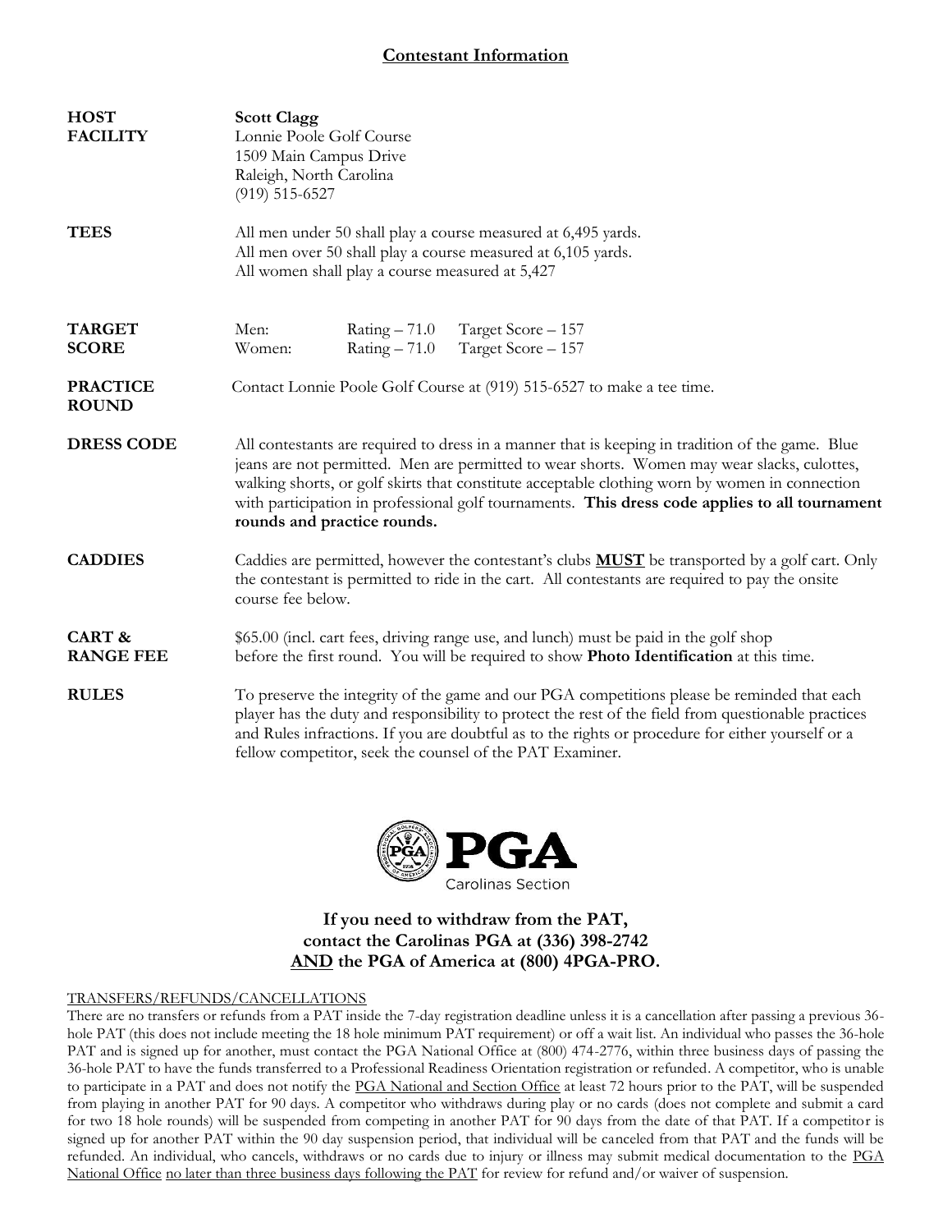## Contestant Information

| | |
|---|---|
| **HOST FACILITY** | **Scott Clagg**<br>Lonnie Poole Golf Course<br>1509 Main Campus Drive<br>Raleigh, North Carolina<br>(919) 515-6527 |
| **TEES** | All men under 50 shall play a course measured at 6,495 yards.<br>All men over 50 shall play a course measured at 6,105 yards.<br>All women shall play a course measured at 5,427 |
| **TARGET SCORE** | Men: Rating – 71.0 Target Score – 157<br>Women: Rating – 71.0 Target Score – 157 |
| **PRACTICE ROUND** | Contact Lonnie Poole Golf Course at (919) 515-6527 to make a tee time. |
| **DRESS CODE** | All contestants are required to dress in a manner that is keeping in tradition of the game. Blue jeans are not permitted. Men are permitted to wear shorts. Women may wear slacks, culottes, walking shorts, or golf skirts that constitute acceptable clothing worn by women in connection with participation in professional golf tournaments. **This dress code applies to all tournament rounds and practice rounds.** |
| **CADDIES** | Caddies are permitted, however the contestant's clubs **MUST** be transported by a golf cart. Only the contestant is permitted to ride in the cart. All contestants are required to pay the onsite course fee below. |
| **CART & RANGE FEE** | $65.00 (incl. cart fees, driving range use, and lunch) must be paid in the golf shop before the first round. You will be required to show **Photo Identification** at this time. |
| **RULES** | To preserve the integrity of the game and our PGA competitions please be reminded that each player has the duty and responsibility to protect the rest of the field from questionable practices and Rules infractions. If you are doubtful as to the rights or procedure for either yourself or a fellow competitor, seek the counsel of the PAT Examiner. |

PGA Carolinas Section

**If you need to withdraw from the PAT, contact the Carolinas PGA at (336) 398-2742 AND the PGA of America at (800) 4PGA-PRO.**

TRANSFERS/REFUNDS/CANCELLATIONS

There are no transfers or refunds from a PAT inside the 7-day registration deadline unless it is a cancellation after passing a previous 36-hole PAT (this does not include meeting the 18 hole minimum PAT requirement) or off a wait list. An individual who passes the 36-hole PAT and is signed up for another, must contact the PGA National Office at (800) 474-2776, within three business days of passing the 36-hole PAT to have the funds transferred to a Professional Readiness Orientation registration or refunded. A competitor, who is unable to participate in a PAT and does not notify the PGA National and Section Office at least 72 hours prior to the PAT, will be suspended from playing in another PAT for 90 days. A competitor who withdraws during play or no cards (does not complete and submit a card for two 18 hole rounds) will be suspended from competing in another PAT for 90 days from the date of that PAT. If a competitor is signed up for another PAT within the 90 day suspension period, that individual will be canceled from that PAT and the funds will be refunded. An individual, who cancels, withdraws or no cards due to injury or illness may submit medical documentation to the PGA National Office no later than three business days following the PAT for review for refund and/or waiver of suspension.